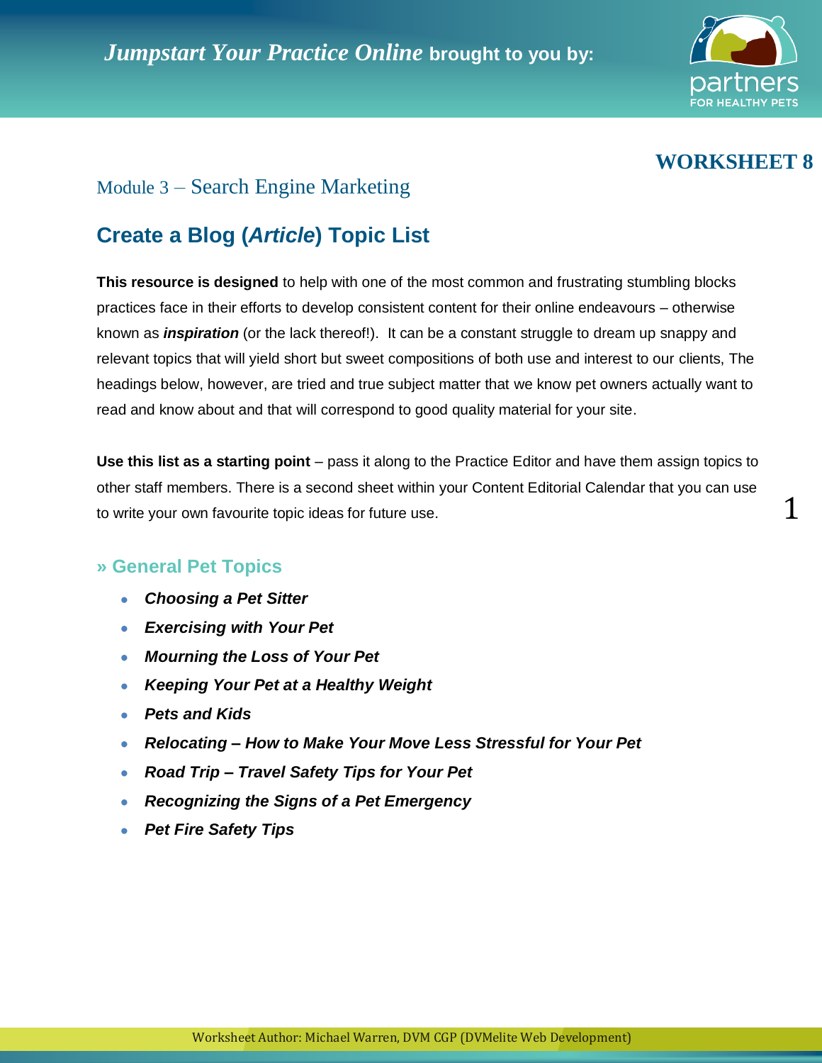*Jumpstart Your Practice Online* **brought to you by:**

**WORKSHEET 8**

Module 3 – Search Engine Marketing

## Create a Blog (*Article*) Topic List

**This resource is designed** to help with one of the most common and frustrating stumbling blocks practices face in their efforts to develop consistent content for their online endeavours – otherwise known as ***inspiration*** (or the lack thereof!). It can be a constant struggle to dream up snappy and relevant topics that will yield short but sweet compositions of both use and interest to our clients, The headings below, however, are tried and true subject matter that we know pet owners actually want to read and know about and that will correspond to good quality material for your site.

**Use this list as a starting point** – pass it along to the Practice Editor and have them assign topics to other staff members. There is a second sheet within your Content Editorial Calendar that you can use to write your own favourite topic ideas for future use.

### » General Pet Topics

- ***Choosing a Pet Sitter***
- ***Exercising with Your Pet***
- ***Mourning the Loss of Your Pet***
- ***Keeping Your Pet at a Healthy Weight***
- ***Pets and Kids***
- ***Relocating – How to Make Your Move Less Stressful for Your Pet***
- ***Road Trip – Travel Safety Tips for Your Pet***
- ***Recognizing the Signs of a Pet Emergency***
- ***Pet Fire Safety Tips***

Worksheet Author: Michael Warren, DVM CGP (DVMelite Web Development)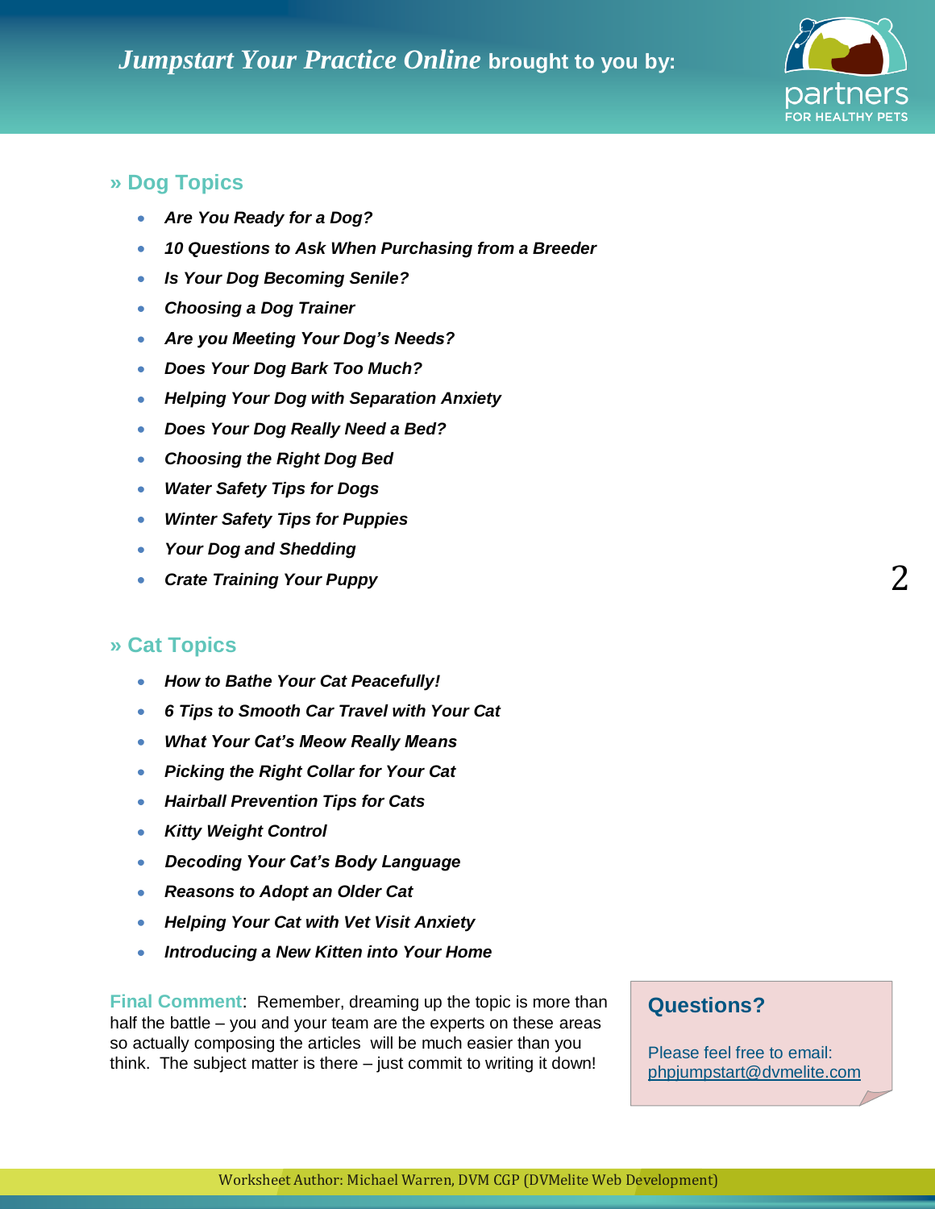## » Dog Topics

- ***Are You Ready for a Dog?***
- ***10 Questions to Ask When Purchasing from a Breeder***
- ***Is Your Dog Becoming Senile?***
- ***Choosing a Dog Trainer***
- ***Are you Meeting Your Dog's Needs?***
- ***Does Your Dog Bark Too Much?***
- ***Helping Your Dog with Separation Anxiety***
- ***Does Your Dog Really Need a Bed?***
- ***Choosing the Right Dog Bed***
- ***Water Safety Tips for Dogs***
- ***Winter Safety Tips for Puppies***
- ***Your Dog and Shedding***
- ***Crate Training Your Puppy***

## » Cat Topics

- ***How to Bathe Your Cat Peacefully!***
- ***6 Tips to Smooth Car Travel with Your Cat***
- ***What Your Cat's Meow Really Means***
- ***Picking the Right Collar for Your Cat***
- ***Hairball Prevention Tips for Cats***
- ***Kitty Weight Control***
- ***Decoding Your Cat's Body Language***
- ***Reasons to Adopt an Older Cat***
- ***Helping Your Cat with Vet Visit Anxiety***
- ***Introducing a New Kitten into Your Home***

**Final Comment**: Remember, dreaming up the topic is more than half the battle – you and your team are the experts on these areas so actually composing the articles will be much easier than you think. The subject matter is there – just commit to writing it down!

### Questions?

Please feel free to email: phpjumpstart@dvmelite.com

Worksheet Author: Michael Warren, DVM CGP (DVMelite Web Development)